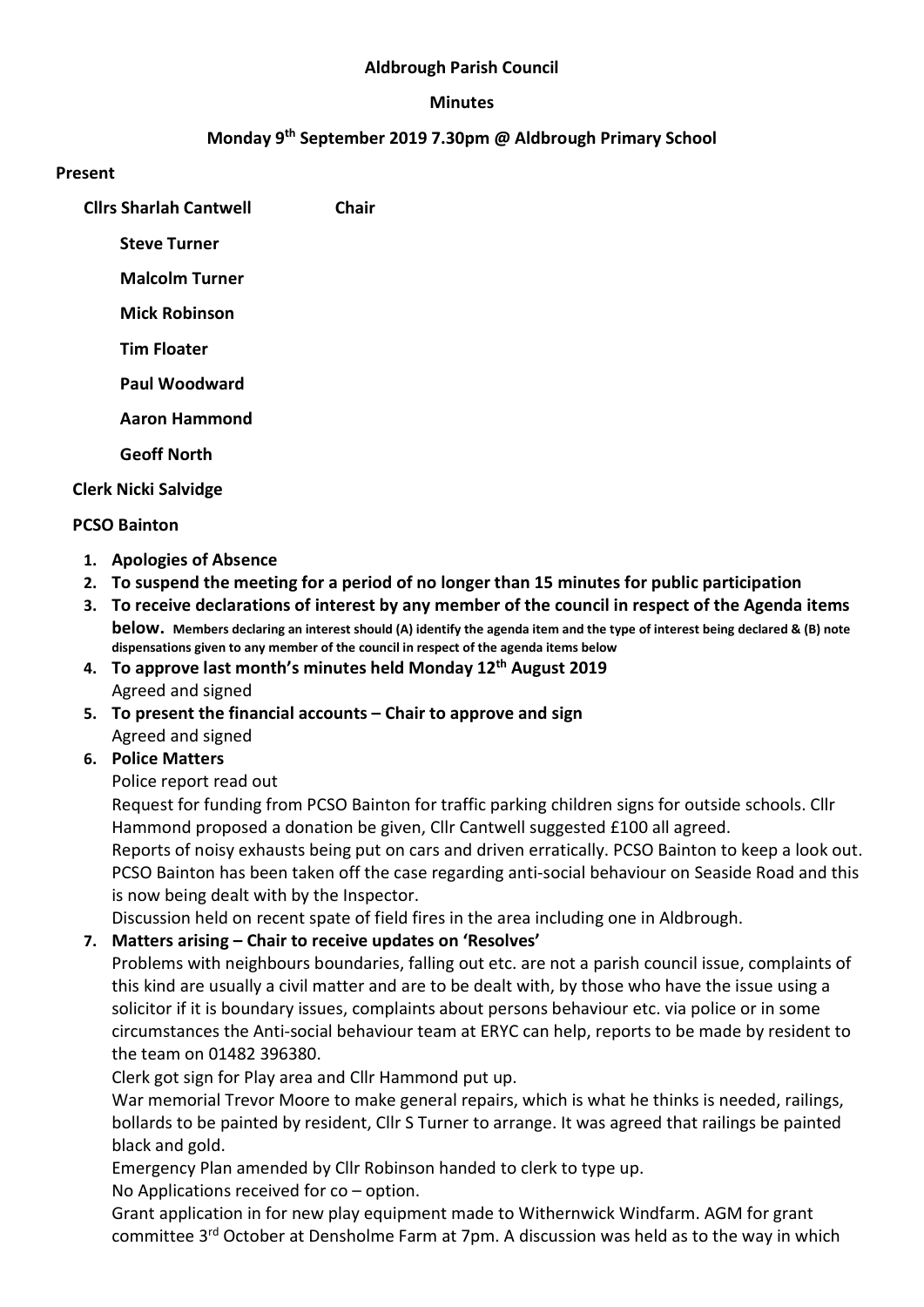**Aldbrough Parish Council**

**Minutes**

**Monday 9th September 2019 7.30pm @ Aldbrough Primary School**

**Present**

**Cllrs Sharlah Cantwell** **Chair**

**Steve Turner**

**Malcolm Turner**

**Mick Robinson**

**Tim Floater**

**Paul Woodward**

**Aaron Hammond**

**Geoff North**

**Clerk Nicki Salvidge**

**PCSO Bainton**

1. **Apologies of Absence**
2. **To suspend the meeting for a period of no longer than 15 minutes for public participation**
3. **To receive declarations of interest by any member of the council in respect of the Agenda items below.** **Members declaring an interest should (A) identify the agenda item and the type of interest being declared & (B) note dispensations given to any member of the council in respect of the agenda items below**
4. **To approve last month's minutes held Monday 12th August 2019**
   Agreed and signed
5. **To present the financial accounts – Chair to approve and sign**
   Agreed and signed
6. **Police Matters**
   Police report read out
   Request for funding from PCSO Bainton for traffic parking children signs for outside schools. Cllr Hammond proposed a donation be given, Cllr Cantwell suggested £100 all agreed.
   Reports of noisy exhausts being put on cars and driven erratically. PCSO Bainton to keep a look out.
   PCSO Bainton has been taken off the case regarding anti-social behaviour on Seaside Road and this is now being dealt with by the Inspector.
   Discussion held on recent spate of field fires in the area including one in Aldbrough.
7. **Matters arising – Chair to receive updates on 'Resolves'**
   Problems with neighbours boundaries, falling out etc. are not a parish council issue, complaints of this kind are usually a civil matter and are to be dealt with, by those who have the issue using a solicitor if it is boundary issues, complaints about persons behaviour etc. via police or in some circumstances the Anti-social behaviour team at ERYC can help, reports to be made by resident to the team on 01482 396380.
   Clerk got sign for Play area and Cllr Hammond put up.
   War memorial Trevor Moore to make general repairs, which is what he thinks is needed, railings, bollards to be painted by resident, Cllr S Turner to arrange. It was agreed that railings be painted black and gold.
   Emergency Plan amended by Cllr Robinson handed to clerk to type up.
   No Applications received for co – option.
   Grant application in for new play equipment made to Withernwick Windfarm. AGM for grant committee 3rd October at Densholme Farm at 7pm. A discussion was held as to the way in which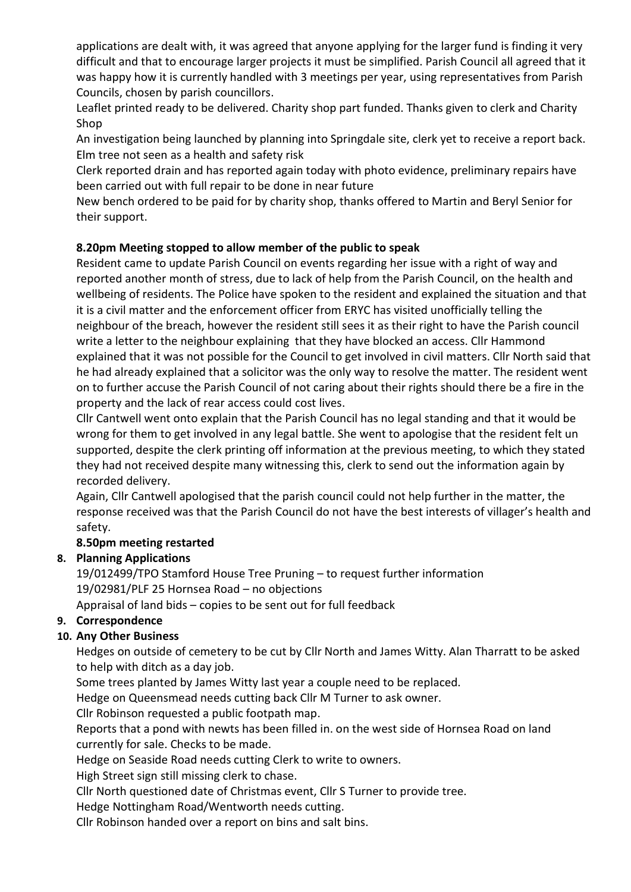applications are dealt with, it was agreed that anyone applying for the larger fund is finding it very difficult and that to encourage larger projects it must be simplified. Parish Council all agreed that it was happy how it is currently handled with 3 meetings per year, using representatives from Parish Councils, chosen by parish councillors.

Leaflet printed ready to be delivered. Charity shop part funded. Thanks given to clerk and Charity Shop

An investigation being launched by planning into Springdale site, clerk yet to receive a report back. Elm tree not seen as a health and safety risk

Clerk reported drain and has reported again today with photo evidence, preliminary repairs have been carried out with full repair to be done in near future

New bench ordered to be paid for by charity shop, thanks offered to Martin and Beryl Senior for their support.

**8.20pm Meeting stopped to allow member of the public to speak**

Resident came to update Parish Council on events regarding her issue with a right of way and reported another month of stress, due to lack of help from the Parish Council, on the health and wellbeing of residents. The Police have spoken to the resident and explained the situation and that it is a civil matter and the enforcement officer from ERYC has visited unofficially telling the neighbour of the breach, however the resident still sees it as their right to have the Parish council write a letter to the neighbour explaining that they have blocked an access. Cllr Hammond explained that it was not possible for the Council to get involved in civil matters. Cllr North said that he had already explained that a solicitor was the only way to resolve the matter. The resident went on to further accuse the Parish Council of not caring about their rights should there be a fire in the property and the lack of rear access could cost lives.

Cllr Cantwell went onto explain that the Parish Council has no legal standing and that it would be wrong for them to get involved in any legal battle. She went to apologise that the resident felt un supported, despite the clerk printing off information at the previous meeting, to which they stated they had not received despite many witnessing this, clerk to send out the information again by recorded delivery.

Again, Cllr Cantwell apologised that the parish council could not help further in the matter, the response received was that the Parish Council do not have the best interests of villager's health and safety.

**8.50pm meeting restarted**

8. **Planning Applications**

19/012499/TPO Stamford House Tree Pruning – to request further information
19/02981/PLF 25 Hornsea Road – no objections
Appraisal of land bids – copies to be sent out for full feedback

9. **Correspondence**

10. **Any Other Business**

Hedges on outside of cemetery to be cut by Cllr North and James Witty. Alan Tharratt to be asked to help with ditch as a day job.

Some trees planted by James Witty last year a couple need to be replaced.

Hedge on Queensmead needs cutting back Cllr M Turner to ask owner.

Cllr Robinson requested a public footpath map.

Reports that a pond with newts has been filled in. on the west side of Hornsea Road on land currently for sale. Checks to be made.

Hedge on Seaside Road needs cutting Clerk to write to owners.

High Street sign still missing clerk to chase.

Cllr North questioned date of Christmas event, Cllr S Turner to provide tree.

Hedge Nottingham Road/Wentworth needs cutting.

Cllr Robinson handed over a report on bins and salt bins.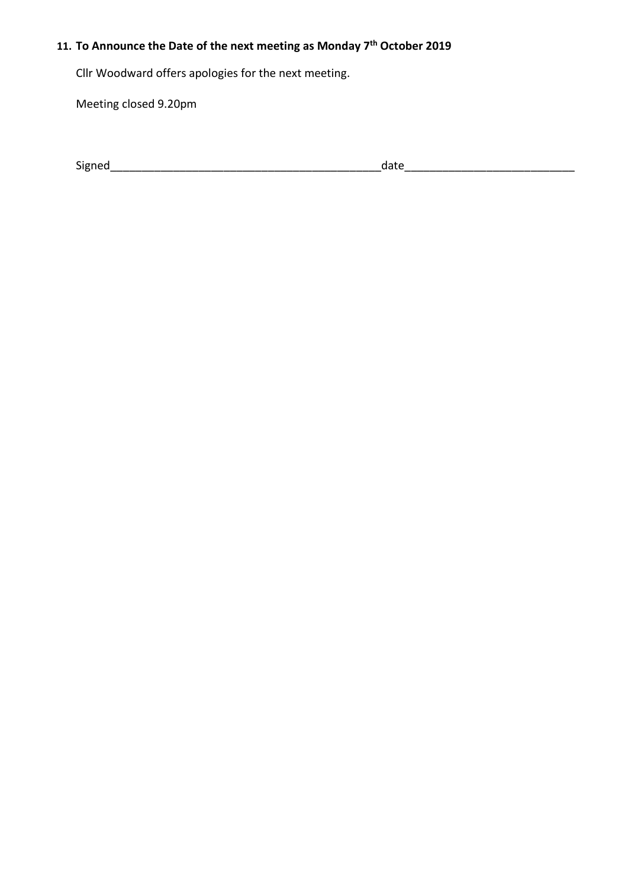**11. To Announce the Date of the next meeting as Monday 7th October 2019**

Cllr Woodward offers apologies for the next meeting.

Meeting closed 9.20pm

Signed\_\_\_\_\_\_\_\_\_\_\_\_\_\_\_\_\_\_\_\_\_\_\_\_\_\_\_\_\_\_\_\_\_\_\_\_\_\_\_\_\_\_date\_\_\_\_\_\_\_\_\_\_\_\_\_\_\_\_\_\_\_\_\_\_\_\_\_\_